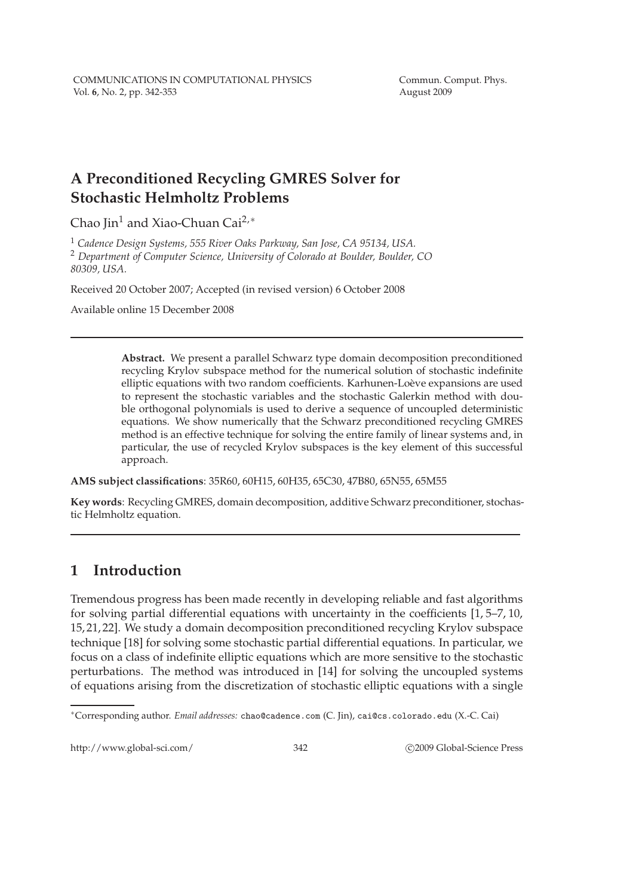# A Preconditioned Recycling GMRES Solver for Stochastic Helmholtz Problems

Chao Jin[1] and Xiao-Chuan Cai[2,*]

[1] *Cadence Design Systems, 555 River Oaks Parkway, San Jose, CA 95134, USA.*
[2] *Department of Computer Science, University of Colorado at Boulder, Boulder, CO 80309, USA.*

Received 20 October 2007; Accepted (in revised version) 6 October 2008

Available online 15 December 2008

---

> **Abstract.** We present a parallel Schwarz type domain decomposition preconditioned recycling Krylov subspace method for the numerical solution of stochastic indefinite elliptic equations with two random coefficients. Karhunen-Loève expansions are used to represent the stochastic variables and the stochastic Galerkin method with double orthogonal polynomials is used to derive a sequence of uncoupled deterministic equations. We show numerically that the Schwarz preconditioned recycling GMRES method is an effective technique for solving the entire family of linear systems and, in particular, the use of recycled Krylov subspaces is the key element of this successful approach.

**AMS subject classifications**: 35R60, 60H15, 60H35, 65C30, 47B80, 65N55, 65M55

**Key words**: Recycling GMRES, domain decomposition, additive Schwarz preconditioner, stochastic Helmholtz equation.

---

## 1 Introduction

Tremendous progress has been made recently in developing reliable and fast algorithms for solving partial differential equations with uncertainty in the coefficients [1, 5–7, 10, 15, 21, 22]. We study a domain decomposition preconditioned recycling Krylov subspace technique [18] for solving some stochastic partial differential equations. In particular, we focus on a class of indefinite elliptic equations which are more sensitive to the stochastic perturbations. The method was introduced in [14] for solving the uncoupled systems of equations arising from the discretization of stochastic elliptic equations with a single

---

*Corresponding author. *Email addresses:* chao@cadence.com (C. Jin), cai@cs.colorado.edu (X.-C. Cai)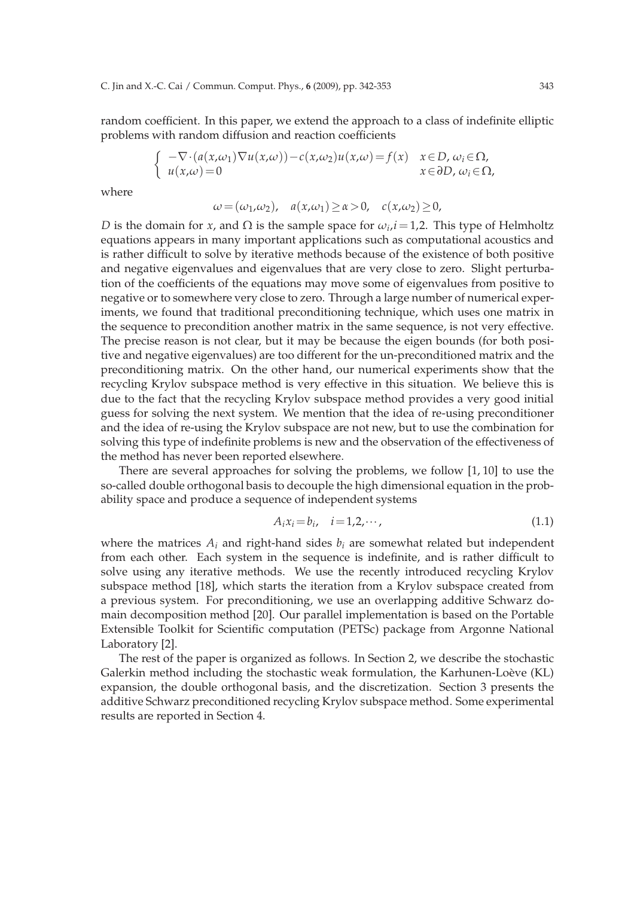random coefficient. In this paper, we extend the approach to a class of indefinite elliptic problems with random diffusion and reaction coefficients

$$
\begin{cases} -\nabla\cdot(a(x,\omega_1)\nabla u(x,\omega))-c(x,\omega_2)u(x,\omega)=f(x) & x\in D,\ \omega_i\in\Omega, \\ u(x,\omega)=0 & x\in\partial D,\ \omega_i\in\Omega, \end{cases}
$$

where

$$
\omega=(\omega_1,\omega_2),\quad a(x,\omega_1)\geq\alpha>0,\quad c(x,\omega_2)\geq 0,
$$

$D$ is the domain for $x$, and $\Omega$ is the sample space for $\omega_i, i=1,2$. This type of Helmholtz equations appears in many important applications such as computational acoustics and is rather difficult to solve by iterative methods because of the existence of both positive and negative eigenvalues and eigenvalues that are very close to zero. Slight perturbation of the coefficients of the equations may move some of eigenvalues from positive to negative or to somewhere very close to zero. Through a large number of numerical experiments, we found that traditional preconditioning technique, which uses one matrix in the sequence to precondition another matrix in the same sequence, is not very effective. The precise reason is not clear, but it may be because the eigen bounds (for both positive and negative eigenvalues) are too different for the un-preconditioned matrix and the preconditioning matrix. On the other hand, our numerical experiments show that the recycling Krylov subspace method is very effective in this situation. We believe this is due to the fact that the recycling Krylov subspace method provides a very good initial guess for solving the next system. We mention that the idea of re-using preconditioner and the idea of re-using the Krylov subspace are not new, but to use the combination for solving this type of indefinite problems is new and the observation of the effectiveness of the method has never been reported elsewhere.

There are several approaches for solving the problems, we follow [1, 10] to use the so-called double orthogonal basis to decouple the high dimensional equation in the probability space and produce a sequence of independent systems

$$
A_i x_i = b_i,\quad i=1,2,\cdots, \tag{1.1}
$$

where the matrices $A_i$ and right-hand sides $b_i$ are somewhat related but independent from each other. Each system in the sequence is indefinite, and is rather difficult to solve using any iterative methods. We use the recently introduced recycling Krylov subspace method [18], which starts the iteration from a Krylov subspace created from a previous system. For preconditioning, we use an overlapping additive Schwarz domain decomposition method [20]. Our parallel implementation is based on the Portable Extensible Toolkit for Scientific computation (PETSc) package from Argonne National Laboratory [2].

The rest of the paper is organized as follows. In Section 2, we describe the stochastic Galerkin method including the stochastic weak formulation, the Karhunen-Loève (KL) expansion, the double orthogonal basis, and the discretization. Section 3 presents the additive Schwarz preconditioned recycling Krylov subspace method. Some experimental results are reported in Section 4.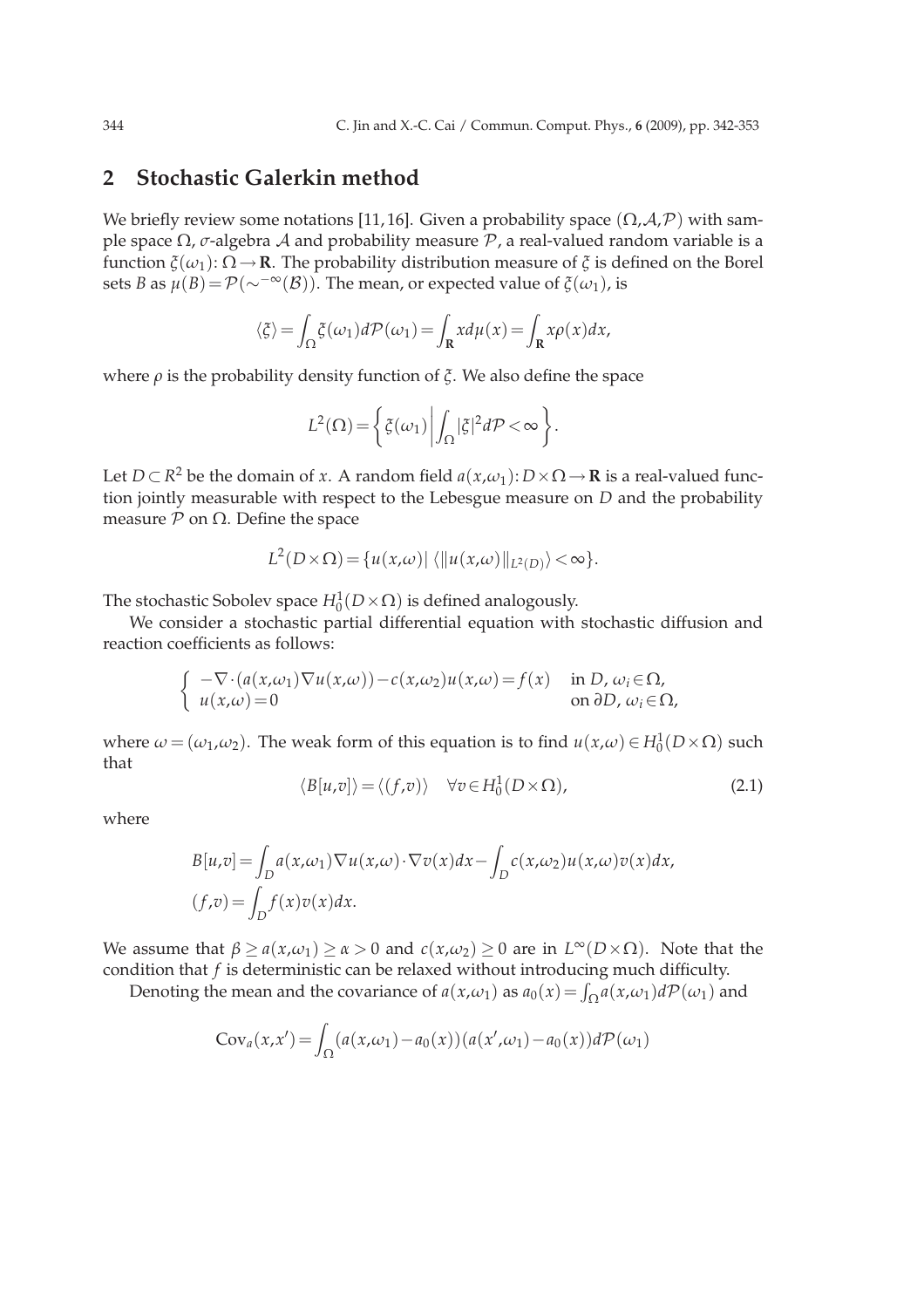## 2 Stochastic Galerkin method

We briefly review some notations [11,16]. Given a probability space $(\Omega,\mathcal{A},\mathcal{P})$ with sample space $\Omega$, $\sigma$-algebra $\mathcal{A}$ and probability measure $\mathcal{P}$, a real-valued random variable is a function $\xi(\omega_1)\colon \Omega \to \mathbf{R}$. The probability distribution measure of $\xi$ is defined on the Borel sets $B$ as $\mu(B) = \mathcal{P}(\sim^{-\infty}(\mathcal{B}))$. The mean, or expected value of $\xi(\omega_1)$, is

$$\langle \xi \rangle = \int_{\Omega} \xi(\omega_1) d\mathcal{P}(\omega_1) = \int_{\mathbf{R}} x d\mu(x) = \int_{\mathbf{R}} x\rho(x) dx,$$

where $\rho$ is the probability density function of $\xi$. We also define the space

$$L^2(\Omega) = \left\{ \xi(\omega_1) \,\middle|\, \int_{\Omega} |\xi|^2 d\mathcal{P} < \infty \right\}.$$

Let $D \subset R^2$ be the domain of $x$. A random field $a(x,\omega_1)\colon D \times \Omega \to \mathbf{R}$ is a real-valued function jointly measurable with respect to the Lebesgue measure on $D$ and the probability measure $\mathcal{P}$ on $\Omega$. Define the space

$$L^2(D\times\Omega) = \{ u(x,\omega) \,|\, \langle \|u(x,\omega)\|_{L^2(D)} \rangle < \infty \}.$$

The stochastic Sobolev space $H_0^1(D\times\Omega)$ is defined analogously.

We consider a stochastic partial differential equation with stochastic diffusion and reaction coefficients as follows:

$$\begin{cases} -\nabla\cdot(a(x,\omega_1)\nabla u(x,\omega)) - c(x,\omega_2)u(x,\omega) = f(x) & \text{in } D,\ \omega_i \in \Omega, \\ u(x,\omega) = 0 & \text{on } \partial D,\ \omega_i \in \Omega, \end{cases}$$

where $\omega = (\omega_1,\omega_2)$. The weak form of this equation is to find $u(x,\omega) \in H_0^1(D\times\Omega)$ such that

$$\langle B[u,v] \rangle = \langle (f,v) \rangle \quad \forall v \in H_0^1(D\times\Omega), \tag{2.1}$$

where

$$\begin{aligned} B[u,v] &= \int_D a(x,\omega_1)\nabla u(x,\omega)\cdot\nabla v(x)dx - \int_D c(x,\omega_2)u(x,\omega)v(x)dx, \\ (f,v) &= \int_D f(x)v(x)dx. \end{aligned}$$

We assume that $\beta \geq a(x,\omega_1) \geq \alpha > 0$ and $c(x,\omega_2) \geq 0$ are in $L^\infty(D\times\Omega)$. Note that the condition that $f$ is deterministic can be relaxed without introducing much difficulty.

Denoting the mean and the covariance of $a(x,\omega_1)$ as $a_0(x) = \int_\Omega a(x,\omega_1)d\mathcal{P}(\omega_1)$ and

$$\mathrm{Cov}_a(x,x') = \int_\Omega (a(x,\omega_1) - a_0(x))(a(x',\omega_1) - a_0(x))d\mathcal{P}(\omega_1)$$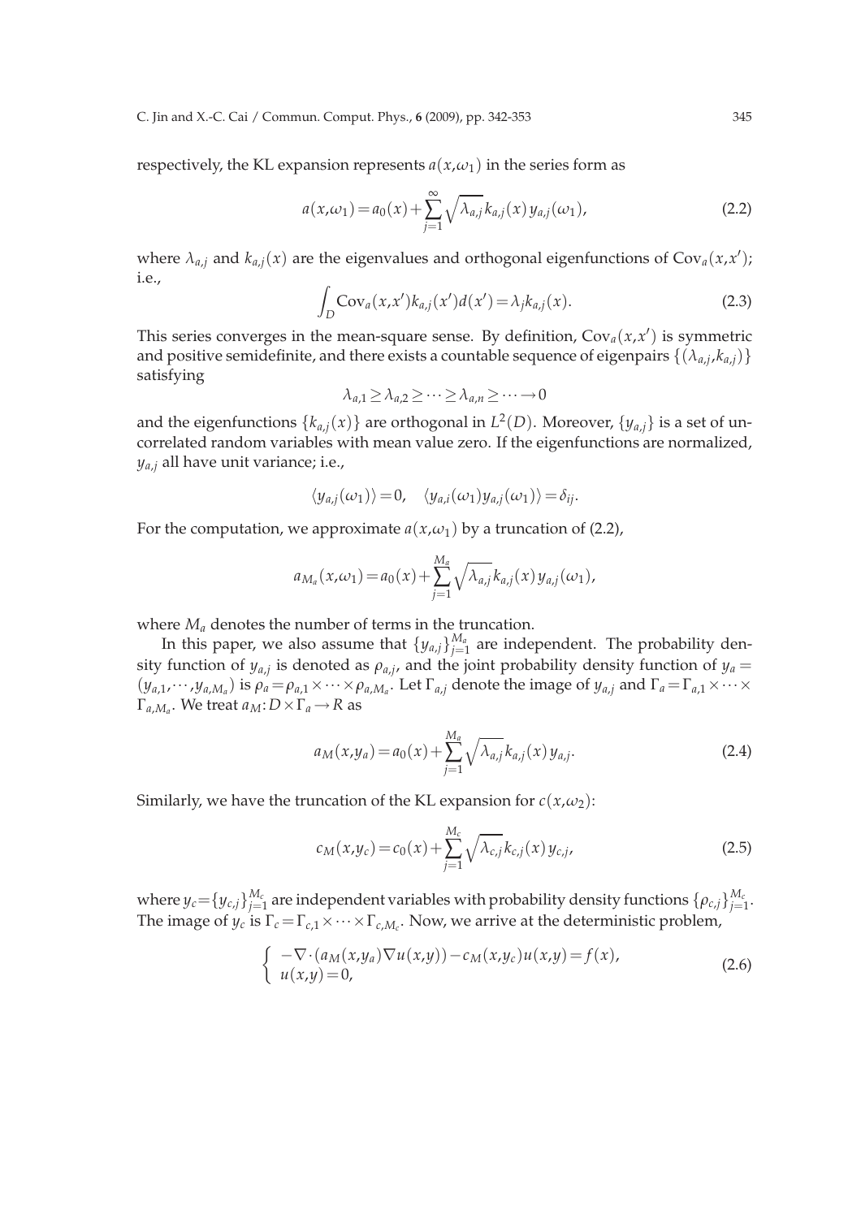respectively, the KL expansion represents $a(x,\omega_1)$ in the series form as

$$a(x,\omega_1)=a_0(x)+\sum_{j=1}^{\infty}\sqrt{\lambda_{a,j}}\,k_{a,j}(x)\,y_{a,j}(\omega_1), \tag{2.2}$$

where $\lambda_{a,j}$ and $k_{a,j}(x)$ are the eigenvalues and orthogonal eigenfunctions of $\mathrm{Cov}_a(x,x')$; i.e.,

$$\int_D \mathrm{Cov}_a(x,x')k_{a,j}(x')d(x')=\lambda_j k_{a,j}(x). \tag{2.3}$$

This series converges in the mean-square sense. By definition, $\mathrm{Cov}_a(x,x')$ is symmetric and positive semidefinite, and there exists a countable sequence of eigenpairs $\{(\lambda_{a,j},k_{a,j})\}$ satisfying

$$\lambda_{a,1}\geq\lambda_{a,2}\geq\cdots\geq\lambda_{a,n}\geq\cdots\to 0$$

and the eigenfunctions $\{k_{a,j}(x)\}$ are orthogonal in $L^2(D)$. Moreover, $\{y_{a,j}\}$ is a set of uncorrelated random variables with mean value zero. If the eigenfunctions are normalized, $y_{a,j}$ all have unit variance; i.e.,

$$\langle y_{a,j}(\omega_1)\rangle=0, \quad \langle y_{a,i}(\omega_1)y_{a,j}(\omega_1)\rangle=\delta_{ij}.$$

For the computation, we approximate $a(x,\omega_1)$ by a truncation of (2.2),

$$a_{M_a}(x,\omega_1)=a_0(x)+\sum_{j=1}^{M_a}\sqrt{\lambda_{a,j}}\,k_{a,j}(x)\,y_{a,j}(\omega_1),$$

where $M_a$ denotes the number of terms in the truncation.

In this paper, we also assume that $\{y_{a,j}\}_{j=1}^{M_a}$ are independent. The probability density function of $y_{a,j}$ is denoted as $\rho_{a,j}$, and the joint probability density function of $y_a=(y_{a,1},\cdots,y_{a,M_a})$ is $\rho_a=\rho_{a,1}\times\cdots\times\rho_{a,M_a}$. Let $\Gamma_{a,j}$ denote the image of $y_{a,j}$ and $\Gamma_a=\Gamma_{a,1}\times\cdots\times\Gamma_{a,M_a}$. We treat $a_M\colon D\times\Gamma_a\to R$ as

$$a_M(x,y_a)=a_0(x)+\sum_{j=1}^{M_a}\sqrt{\lambda_{a,j}}\,k_{a,j}(x)\,y_{a,j}. \tag{2.4}$$

Similarly, we have the truncation of the KL expansion for $c(x,\omega_2)$:

$$c_M(x,y_c)=c_0(x)+\sum_{j=1}^{M_c}\sqrt{\lambda_{c,j}}\,k_{c,j}(x)\,y_{c,j}, \tag{2.5}$$

where $y_c=\{y_{c,j}\}_{j=1}^{M_c}$ are independent variables with probability density functions $\{\rho_{c,j}\}_{j=1}^{M_c}$. The image of $y_c$ is $\Gamma_c=\Gamma_{c,1}\times\cdots\times\Gamma_{c,M_c}$. Now, we arrive at the deterministic problem,

$$\begin{cases} -\nabla\cdot(a_M(x,y_a)\nabla u(x,y))-c_M(x,y_c)u(x,y)=f(x), \\ u(x,y)=0, \end{cases} \tag{2.6}$$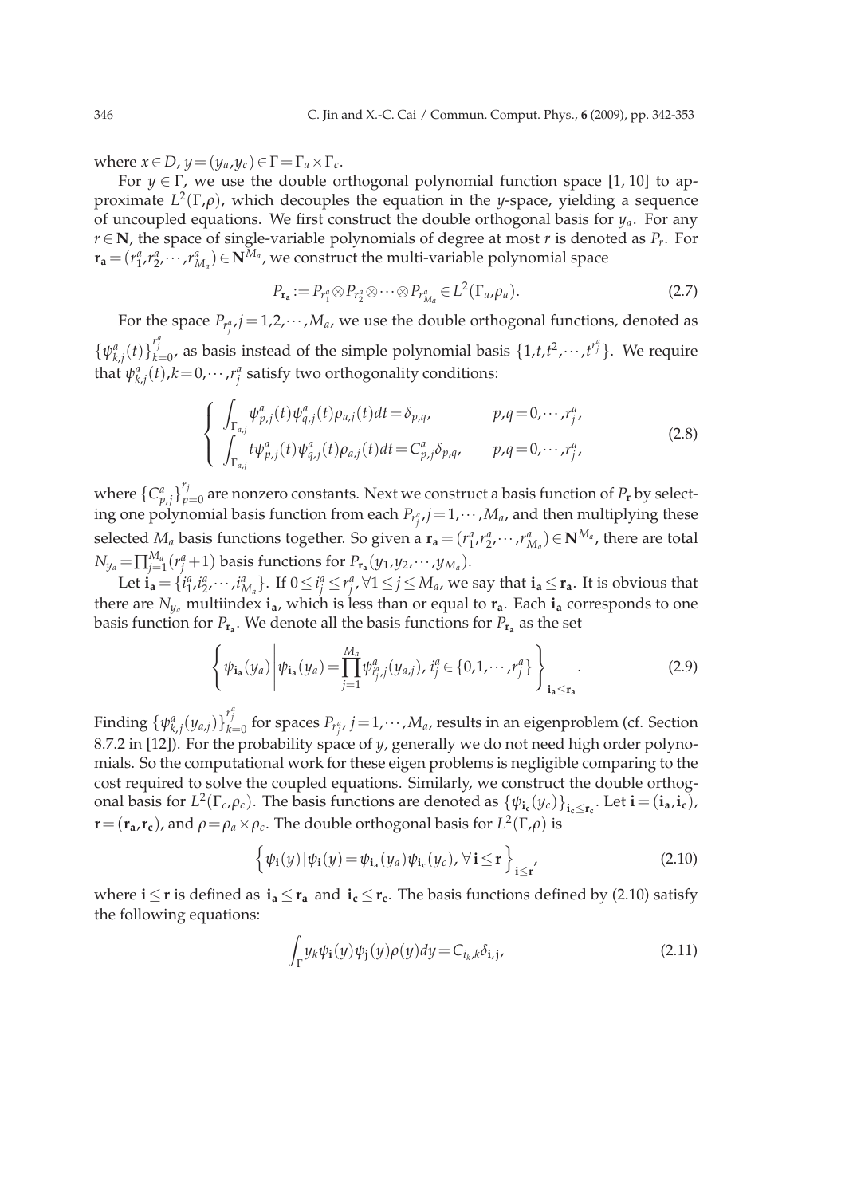where $x \in D$, $y = (y_a, y_c) \in \Gamma = \Gamma_a \times \Gamma_c$.

For $y \in \Gamma$, we use the double orthogonal polynomial function space [1, 10] to approximate $L^2(\Gamma,\rho)$, which decouples the equation in the $y$-space, yielding a sequence of uncoupled equations. We first construct the double orthogonal basis for $y_a$. For any $r \in \mathbf{N}$, the space of single-variable polynomials of degree at most $r$ is denoted as $P_r$. For $\mathbf{r_a} = (r_1^a, r_2^a, \cdots, r_{M_a}^a) \in \mathbf{N}^{M_a}$, we construct the multi-variable polynomial space

$$P_{\mathbf{r_a}} := P_{r_1^a} \otimes P_{r_2^a} \otimes \cdots \otimes P_{r_{M_a}^a} \in L^2(\Gamma_a, \rho_a). \tag{2.7}$$

For the space $P_{r_j^a}, j = 1,2,\cdots,M_a$, we use the double orthogonal functions, denoted as $\{\psi_{k,j}^a(t)\}_{k=0}^{r_j^a}$, as basis instead of the simple polynomial basis $\{1, t, t^2, \cdots, t^{r_j^a}\}$. We require that $\psi_{k,j}^a(t), k = 0,\cdots,r_j^a$ satisfy two orthogonality conditions:

$$\begin{cases} \displaystyle\int_{\Gamma_{a,j}} \psi_{p,j}^a(t)\psi_{q,j}^a(t)\rho_{a,j}(t)dt = \delta_{p,q}, & p,q = 0,\cdots,r_j^a, \\ \displaystyle\int_{\Gamma_{a,j}} t\psi_{p,j}^a(t)\psi_{q,j}^a(t)\rho_{a,j}(t)dt = C_{p,j}^a\delta_{p,q}, & p,q = 0,\cdots,r_j^a, \end{cases} \tag{2.8}$$

where $\{C_{p,j}^a\}_{p=0}^{r_j}$ are nonzero constants. Next we construct a basis function of $P_{\mathbf{r}}$ by selecting one polynomial basis function from each $P_{r_j^a}, j = 1,\cdots,M_a$, and then multiplying these selected $M_a$ basis functions together. So given a $\mathbf{r_a} = (r_1^a, r_2^a, \cdots, r_{M_a}^a) \in \mathbf{N}^{M_a}$, there are total $N_{y_a} = \prod_{j=1}^{M_a}(r_j^a + 1)$ basis functions for $P_{\mathbf{r_a}}(y_1, y_2, \cdots, y_{M_a})$.

Let $\mathbf{i_a} = \{i_1^a, i_2^a, \cdots, i_{M_a}^a\}$. If $0 \le i_j^a \le r_j^a, \forall 1 \le j \le M_a$, we say that $\mathbf{i_a} \le \mathbf{r_a}$. It is obvious that there are $N_{y_a}$ multiindex $\mathbf{i_a}$, which is less than or equal to $\mathbf{r_a}$. Each $\mathbf{i_a}$ corresponds to one basis function for $P_{\mathbf{r_a}}$. We denote all the basis functions for $P_{\mathbf{r_a}}$ as the set

$$\left\{ \psi_{\mathbf{i_a}}(y_a) \,\middle|\, \psi_{\mathbf{i_a}}(y_a) = \prod_{j=1}^{M_a} \psi_{i_j^a,j}^a(y_{a,j}),\ i_j^a \in \{0,1,\cdots,r_j^a\} \right\}_{\mathbf{i_a} \le \mathbf{r_a}}. \tag{2.9}$$

Finding $\{\psi_{k,j}^a(y_{a,j})\}_{k=0}^{r_j^a}$ for spaces $P_{r_j^a}$, $j = 1,\cdots,M_a$, results in an eigenproblem (cf. Section 8.7.2 in [12]). For the probability space of $y$, generally we do not need high order polynomials. So the computational work for these eigen problems is negligible comparing to the cost required to solve the coupled equations. Similarly, we construct the double orthogonal basis for $L^2(\Gamma_c, \rho_c)$. The basis functions are denoted as $\{\psi_{\mathbf{i_c}}(y_c)\}_{\mathbf{i_c} \le \mathbf{r_c}}$. Let $\mathbf{i} = (\mathbf{i_a}, \mathbf{i_c})$, $\mathbf{r} = (\mathbf{r_a}, \mathbf{r_c})$, and $\rho = \rho_a \times \rho_c$. The double orthogonal basis for $L^2(\Gamma, \rho)$ is

$$\left\{ \psi_{\mathbf{i}}(y) \,|\, \psi_{\mathbf{i}}(y) = \psi_{\mathbf{i_a}}(y_a)\psi_{\mathbf{i_c}}(y_c),\ \forall\, \mathbf{i} \le \mathbf{r} \right\}_{\mathbf{i} \le \mathbf{r}}, \tag{2.10}$$

where $\mathbf{i} \le \mathbf{r}$ is defined as $\mathbf{i_a} \le \mathbf{r_a}$ and $\mathbf{i_c} \le \mathbf{r_c}$. The basis functions defined by (2.10) satisfy the following equations:

$$\int_{\Gamma} y_k \psi_{\mathbf{i}}(y)\psi_{\mathbf{j}}(y)\rho(y)dy = C_{i_k,k}\delta_{\mathbf{i},\mathbf{j}}, \tag{2.11}$$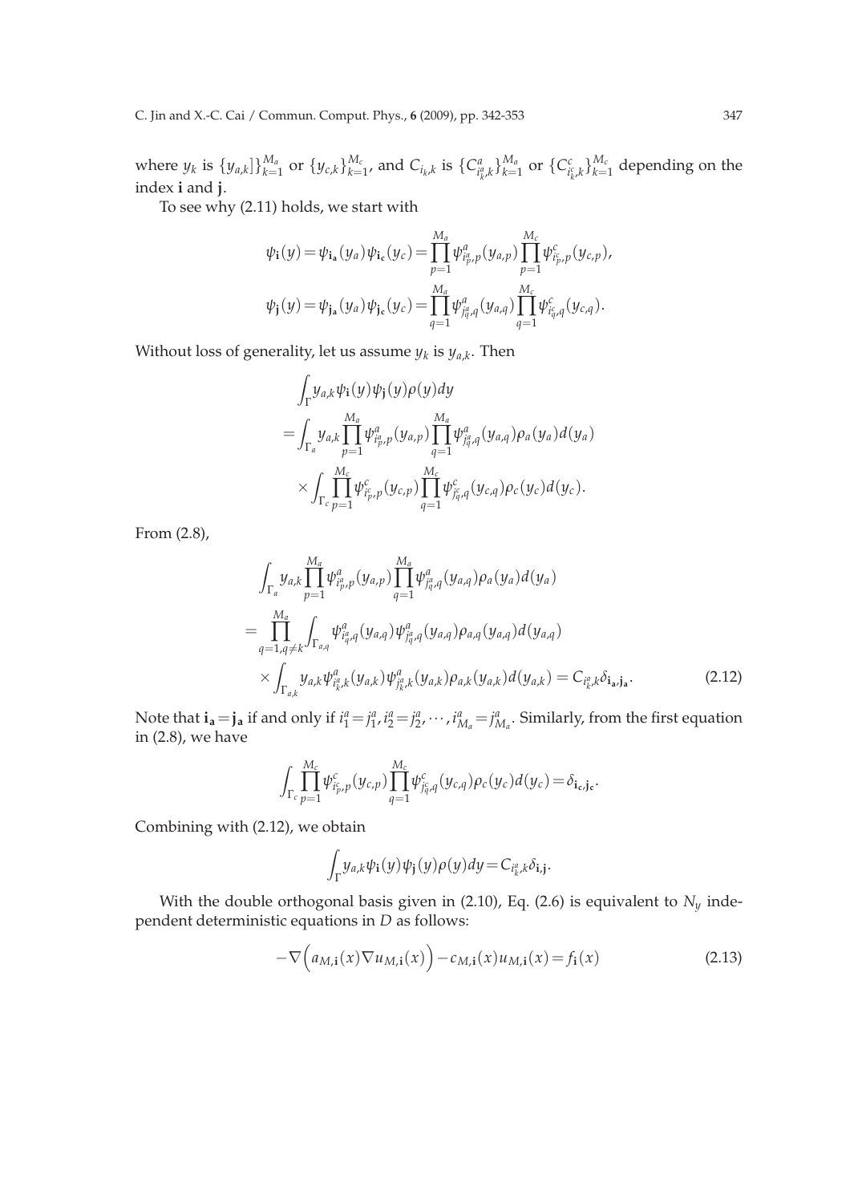where $y_k$ is $\{y_{a,k}]\}_{k=1}^{M_a}$ or $\{y_{c,k}\}_{k=1}^{M_c}$, and $C_{i_k,k}$ is $\{C^a_{i^a_k,k}\}_{k=1}^{M_a}$ or $\{C^c_{i^c_k,k}\}_{k=1}^{M_c}$ depending on the index $\mathbf{i}$ and $\mathbf{j}$.

To see why (2.11) holds, we start with

$$
\psi_{\mathbf{i}}(y)=\psi_{\mathbf{i_a}}(y_a)\psi_{\mathbf{i_c}}(y_c)=\prod_{p=1}^{M_a}\psi^a_{i^a_p,p}(y_{a,p})\prod_{p=1}^{M_c}\psi^c_{i^c_p,p}(y_{c,p}),
$$

$$
\psi_{\mathbf{j}}(y)=\psi_{\mathbf{j_a}}(y_a)\psi_{\mathbf{j_c}}(y_c)=\prod_{q=1}^{M_a}\psi^a_{j^a_q,q}(y_{a,q})\prod_{q=1}^{M_c}\psi^c_{i^c_q,q}(y_{c,q}).
$$

Without loss of generality, let us assume $y_k$ is $y_{a,k}$. Then

$$
\begin{aligned}
&\int_\Gamma y_{a,k}\psi_{\mathbf{i}}(y)\psi_{\mathbf{j}}(y)\rho(y)dy\\
=&\int_{\Gamma_a} y_{a,k}\prod_{p=1}^{M_a}\psi^a_{i^a_p,p}(y_{a,p})\prod_{q=1}^{M_a}\psi^a_{j^a_q,q}(y_{a,q})\rho_a(y_a)d(y_a)\\
&\times\int_{\Gamma_c}\prod_{p=1}^{M_c}\psi^c_{i^c_p,p}(y_{c,p})\prod_{q=1}^{M_c}\psi^c_{j^c_q,q}(y_{c,q})\rho_c(y_c)d(y_c).
\end{aligned}
$$

From (2.8),

$$
\begin{aligned}
&\int_{\Gamma_a} y_{a,k}\prod_{p=1}^{M_a}\psi^a_{i^a_p,p}(y_{a,p})\prod_{q=1}^{M_a}\psi^a_{j^a_q,q}(y_{a,q})\rho_a(y_a)d(y_a)\\
=&\prod_{q=1,q\neq k}^{M_a}\int_{\Gamma_{a,q}}\psi^a_{i^a_q,q}(y_{a,q})\psi^a_{j^a_q,q}(y_{a,q})\rho_{a,q}(y_{a,q})d(y_{a,q})\\
&\times\int_{\Gamma_{a,k}} y_{a,k}\psi^a_{i^a_k,k}(y_{a,k})\psi^a_{j^a_k,k}(y_{a,k})\rho_{a,k}(y_{a,k})d(y_{a,k})=C_{i^a_k,k}\delta_{\mathbf{i_a},\mathbf{j_a}}.
\end{aligned}
\tag{2.12}
$$

Note that $\mathbf{i_a}=\mathbf{j_a}$ if and only if $i^a_1=j^a_1, i^a_2=j^a_2,\cdots,i^a_{M_a}=j^a_{M_a}$. Similarly, from the first equation in (2.8), we have

$$
\int_{\Gamma_c}\prod_{p=1}^{M_c}\psi^c_{i^c_p,p}(y_{c,p})\prod_{q=1}^{M_c}\psi^c_{j^c_q,q}(y_{c,q})\rho_c(y_c)d(y_c)=\delta_{\mathbf{i_c},\mathbf{j_c}}.
$$

Combining with (2.12), we obtain

$$
\int_\Gamma y_{a,k}\psi_{\mathbf{i}}(y)\psi_{\mathbf{j}}(y)\rho(y)dy=C_{i^a_k,k}\delta_{\mathbf{i},\mathbf{j}}.
$$

With the double orthogonal basis given in (2.10), Eq. (2.6) is equivalent to $N_y$ independent deterministic equations in $D$ as follows:

$$
-\nabla\Big(a_{M,\mathbf{i}}(x)\nabla u_{M,\mathbf{i}}(x)\Big)-c_{M,\mathbf{i}}(x)u_{M,\mathbf{i}}(x)=f_{\mathbf{i}}(x)
\tag{2.13}
$$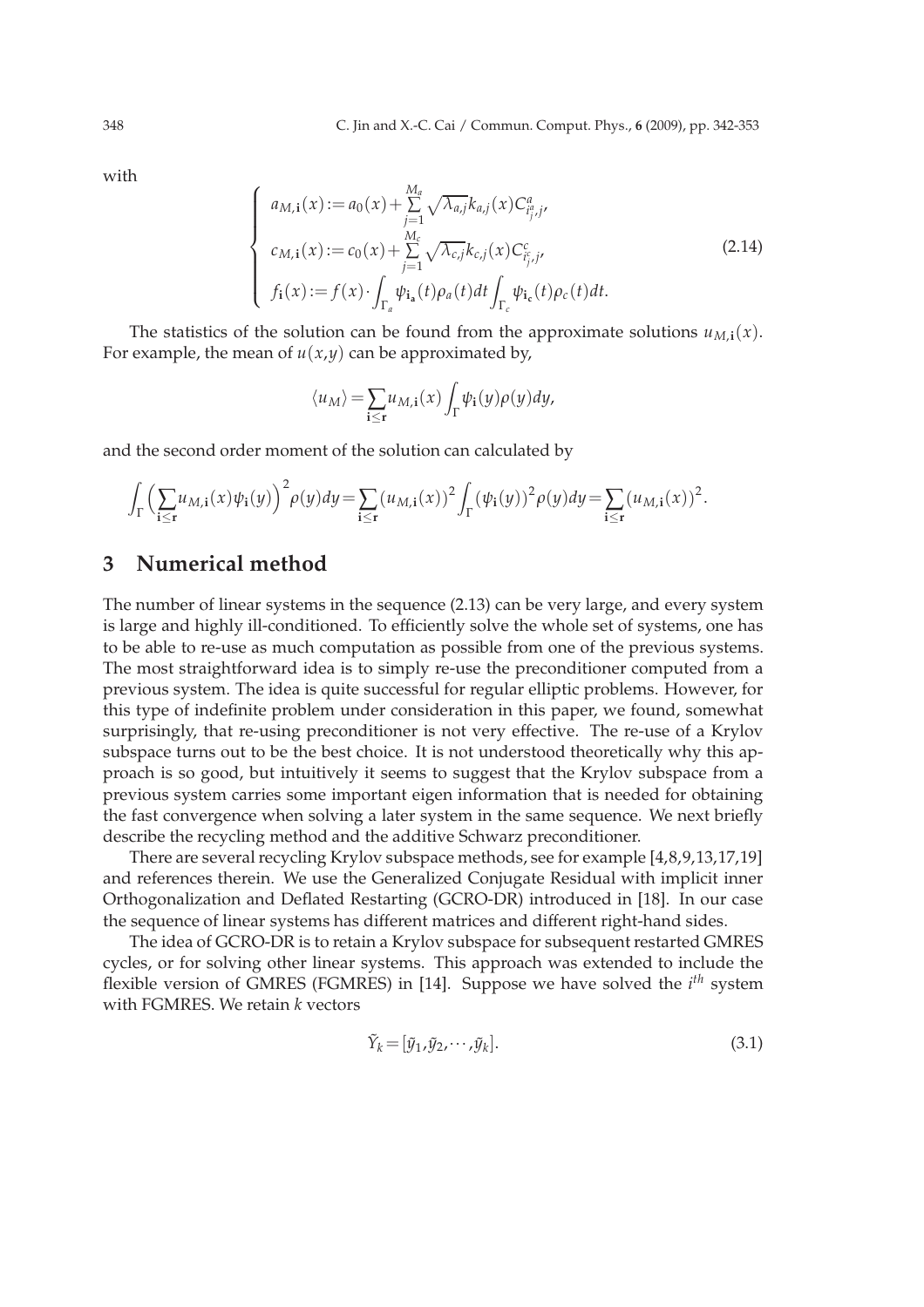with

$$
\begin{cases}
a_{M,\mathbf{i}}(x) := a_0(x) + \sum\limits_{j=1}^{M_a} \sqrt{\lambda_{a,j}} k_{a,j}(x) C^a_{i^a_j,j}, \\
c_{M,\mathbf{i}}(x) := c_0(x) + \sum\limits_{j=1}^{M_c} \sqrt{\lambda_{c,j}} k_{c,j}(x) C^c_{i^c_j,j}, \\
f_{\mathbf{i}}(x) := f(x) \cdot \int_{\Gamma_a} \psi_{\mathbf{i_a}}(t) \rho_a(t) dt \int_{\Gamma_c} \psi_{\mathbf{i_c}}(t) \rho_c(t) dt.
\end{cases}
\tag{2.14}
$$

The statistics of the solution can be found from the approximate solutions $u_{M,\mathbf{i}}(x)$. For example, the mean of $u(x,y)$ can be approximated by,

$$
\langle u_M \rangle = \sum_{\mathbf{i} \leq \mathbf{r}} u_{M,\mathbf{i}}(x) \int_\Gamma \psi_{\mathbf{i}}(y) \rho(y) dy,
$$

and the second order moment of the solution can calculated by

$$
\int_\Gamma \Big( \sum_{\mathbf{i} \leq \mathbf{r}} u_{M,\mathbf{i}}(x) \psi_{\mathbf{i}}(y) \Big)^2 \rho(y) dy = \sum_{\mathbf{i} \leq \mathbf{r}} (u_{M,\mathbf{i}}(x))^2 \int_\Gamma (\psi_{\mathbf{i}}(y))^2 \rho(y) dy = \sum_{\mathbf{i} \leq \mathbf{r}} (u_{M,\mathbf{i}}(x))^2.
$$

# 3 Numerical method

The number of linear systems in the sequence (2.13) can be very large, and every system is large and highly ill-conditioned. To efficiently solve the whole set of systems, one has to be able to re-use as much computation as possible from one of the previous systems. The most straightforward idea is to simply re-use the preconditioner computed from a previous system. The idea is quite successful for regular elliptic problems. However, for this type of indefinite problem under consideration in this paper, we found, somewhat surprisingly, that re-using preconditioner is not very effective. The re-use of a Krylov subspace turns out to be the best choice. It is not understood theoretically why this approach is so good, but intuitively it seems to suggest that the Krylov subspace from a previous system carries some important eigen information that is needed for obtaining the fast convergence when solving a later system in the same sequence. We next briefly describe the recycling method and the additive Schwarz preconditioner.

There are several recycling Krylov subspace methods, see for example [4,8,9,13,17,19] and references therein. We use the Generalized Conjugate Residual with implicit inner Orthogonalization and Deflated Restarting (GCRO-DR) introduced in [18]. In our case the sequence of linear systems has different matrices and different right-hand sides.

The idea of GCRO-DR is to retain a Krylov subspace for subsequent restarted GMRES cycles, or for solving other linear systems. This approach was extended to include the flexible version of GMRES (FGMRES) in [14]. Suppose we have solved the $i^{th}$ system with FGMRES. We retain $k$ vectors

$$
\tilde{Y}_k = [\tilde{y}_1, \tilde{y}_2, \cdots, \tilde{y}_k].
\tag{3.1}
$$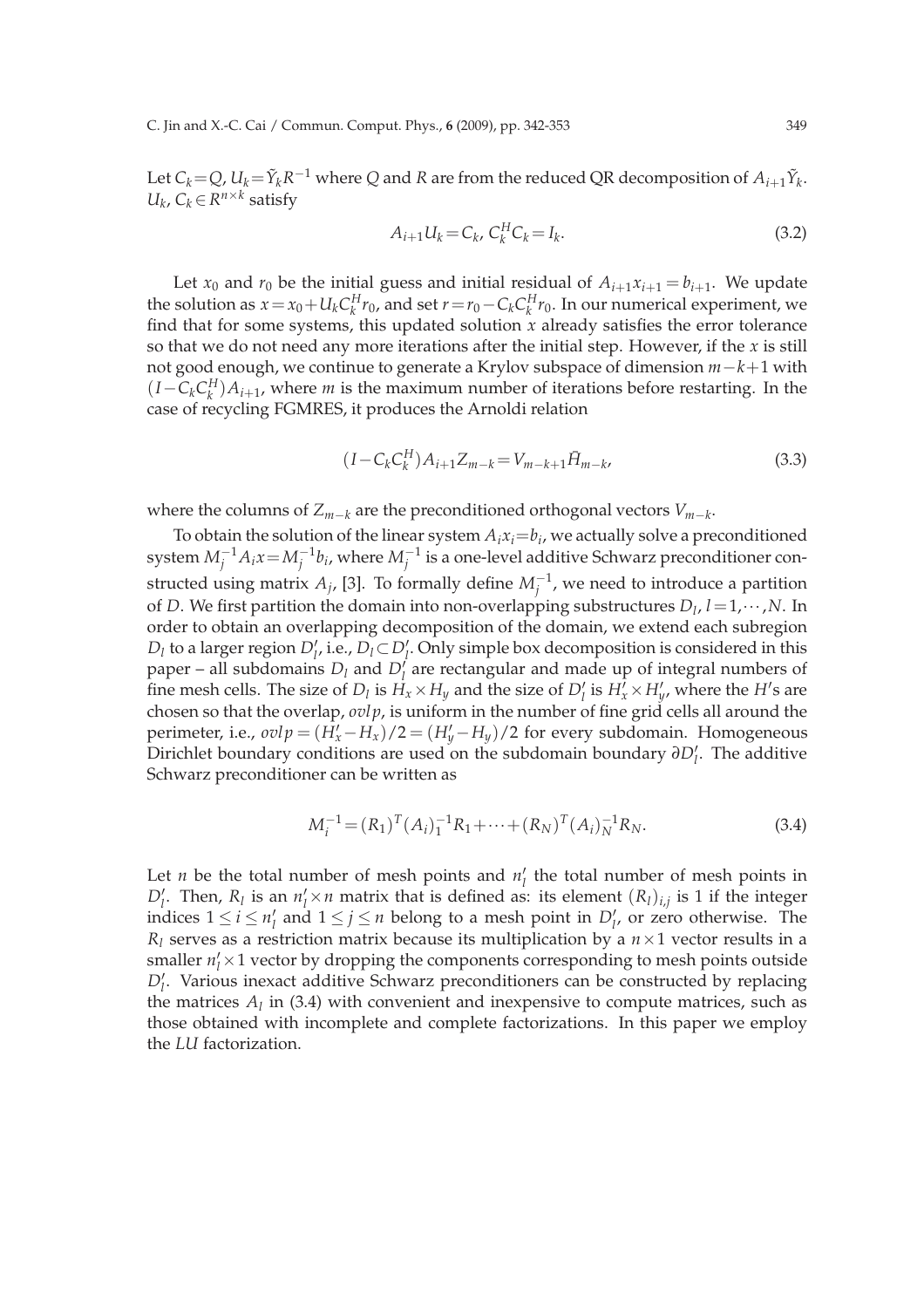Let $C_k = Q$, $U_k = \tilde{Y}_k R^{-1}$ where $Q$ and $R$ are from the reduced QR decomposition of $A_{i+1}\tilde{Y}_k$. $U_k$, $C_k \in R^{n\times k}$ satisfy

$$A_{i+1}U_k = C_k,\ C_k^H C_k = I_k. \tag{3.2}$$

Let $x_0$ and $r_0$ be the initial guess and initial residual of $A_{i+1}x_{i+1} = b_{i+1}$. We update the solution as $x = x_0 + U_k C_k^H r_0$, and set $r = r_0 - C_k C_k^H r_0$. In our numerical experiment, we find that for some systems, this updated solution $x$ already satisfies the error tolerance so that we do not need any more iterations after the initial step. However, if the $x$ is still not good enough, we continue to generate a Krylov subspace of dimension $m-k+1$ with $(I - C_k C_k^H)A_{i+1}$, where $m$ is the maximum number of iterations before restarting. In the case of recycling FGMRES, it produces the Arnoldi relation

$$(I - C_k C_k^H)A_{i+1}Z_{m-k} = V_{m-k+1}\bar{H}_{m-k}, \tag{3.3}$$

where the columns of $Z_{m-k}$ are the preconditioned orthogonal vectors $V_{m-k}$.

To obtain the solution of the linear system $A_i x_i = b_i$, we actually solve a preconditioned system $M_j^{-1}A_i x = M_j^{-1}b_i$, where $M_j^{-1}$ is a one-level additive Schwarz preconditioner constructed using matrix $A_j$, [3]. To formally define $M_j^{-1}$, we need to introduce a partition of $D$. We first partition the domain into non-overlapping substructures $D_l$, $l = 1,\cdots,N$. In order to obtain an overlapping decomposition of the domain, we extend each subregion $D_l$ to a larger region $D_l'$, i.e., $D_l \subset D_l'$. Only simple box decomposition is considered in this paper – all subdomains $D_l$ and $D_l'$ are rectangular and made up of integral numbers of fine mesh cells. The size of $D_l$ is $H_x \times H_y$ and the size of $D_l'$ is $H_x' \times H_y'$, where the $H'$s are chosen so that the overlap, $ovlp$, is uniform in the number of fine grid cells all around the perimeter, i.e., $ovlp = (H_x' - H_x)/2 = (H_y' - H_y)/2$ for every subdomain. Homogeneous Dirichlet boundary conditions are used on the subdomain boundary $\partial D_l'$. The additive Schwarz preconditioner can be written as

$$M_i^{-1} = (R_1)^T (A_i)_1^{-1} R_1 + \cdots + (R_N)^T (A_i)_N^{-1} R_N. \tag{3.4}$$

Let $n$ be the total number of mesh points and $n_l'$ the total number of mesh points in $D_l'$. Then, $R_l$ is an $n_l' \times n$ matrix that is defined as: its element $(R_l)_{i,j}$ is 1 if the integer indices $1 \le i \le n_l'$ and $1 \le j \le n$ belong to a mesh point in $D_l'$, or zero otherwise. The $R_l$ serves as a restriction matrix because its multiplication by a $n \times 1$ vector results in a smaller $n_l' \times 1$ vector by dropping the components corresponding to mesh points outside $D_l'$. Various inexact additive Schwarz preconditioners can be constructed by replacing the matrices $A_l$ in (3.4) with convenient and inexpensive to compute matrices, such as those obtained with incomplete and complete factorizations. In this paper we employ the $LU$ factorization.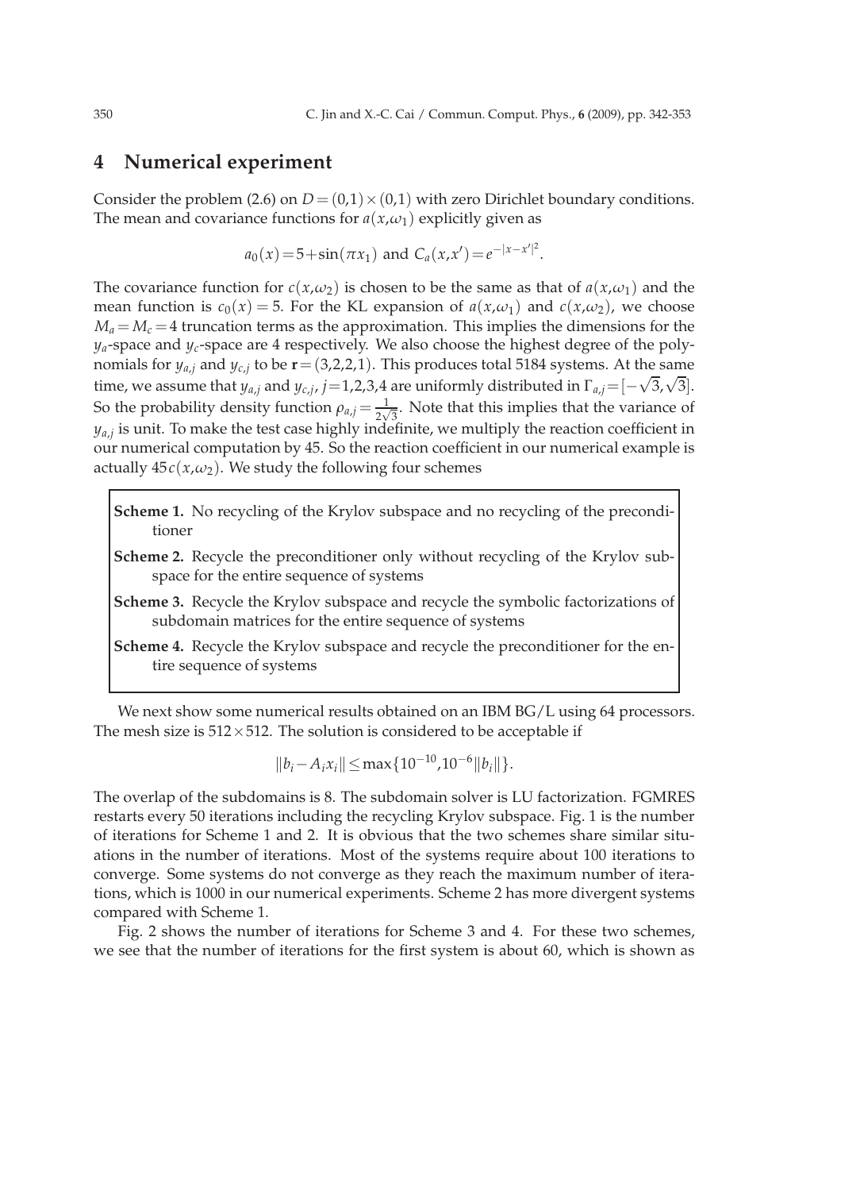## 4 Numerical experiment

Consider the problem (2.6) on $D=(0,1)\times(0,1)$ with zero Dirichlet boundary conditions. The mean and covariance functions for $a(x,\omega_1)$ explicitly given as

$$a_0(x)=5+\sin(\pi x_1) \text{ and } C_a(x,x')=e^{-|x-x'|^2}.$$

The covariance function for $c(x,\omega_2)$ is chosen to be the same as that of $a(x,\omega_1)$ and the mean function is $c_0(x)=5$. For the KL expansion of $a(x,\omega_1)$ and $c(x,\omega_2)$, we choose $M_a=M_c=4$ truncation terms as the approximation. This implies the dimensions for the $y_a$-space and $y_c$-space are 4 respectively. We also choose the highest degree of the polynomials for $y_{a,j}$ and $y_{c,j}$ to be $\mathbf{r}=(3,2,2,1)$. This produces total 5184 systems. At the same time, we assume that $y_{a,j}$ and $y_{c,j}$, $j=1,2,3,4$ are uniformly distributed in $\Gamma_{a,j}=[-\sqrt{3},\sqrt{3}]$. So the probability density function $\rho_{a,j}=\frac{1}{2\sqrt{3}}$. Note that this implies that the variance of $y_{a,j}$ is unit. To make the test case highly indefinite, we multiply the reaction coefficient in our numerical computation by 45. So the reaction coefficient in our numerical example is actually $45c(x,\omega_2)$. We study the following four schemes

**Scheme 1.** No recycling of the Krylov subspace and no recycling of the preconditioner

**Scheme 2.** Recycle the preconditioner only without recycling of the Krylov subspace for the entire sequence of systems

**Scheme 3.** Recycle the Krylov subspace and recycle the symbolic factorizations of subdomain matrices for the entire sequence of systems

**Scheme 4.** Recycle the Krylov subspace and recycle the preconditioner for the entire sequence of systems

We next show some numerical results obtained on an IBM BG/L using 64 processors. The mesh size is $512\times512$. The solution is considered to be acceptable if

$$\|b_i-A_ix_i\|\leq\max\{10^{-10},10^{-6}\|b_i\|\}.$$

The overlap of the subdomains is 8. The subdomain solver is LU factorization. FGMRES restarts every 50 iterations including the recycling Krylov subspace. Fig. 1 is the number of iterations for Scheme 1 and 2. It is obvious that the two schemes share similar situations in the number of iterations. Most of the systems require about 100 iterations to converge. Some systems do not converge as they reach the maximum number of iterations, which is 1000 in our numerical experiments. Scheme 2 has more divergent systems compared with Scheme 1.

Fig. 2 shows the number of iterations for Scheme 3 and 4. For these two schemes, we see that the number of iterations for the first system is about 60, which is shown as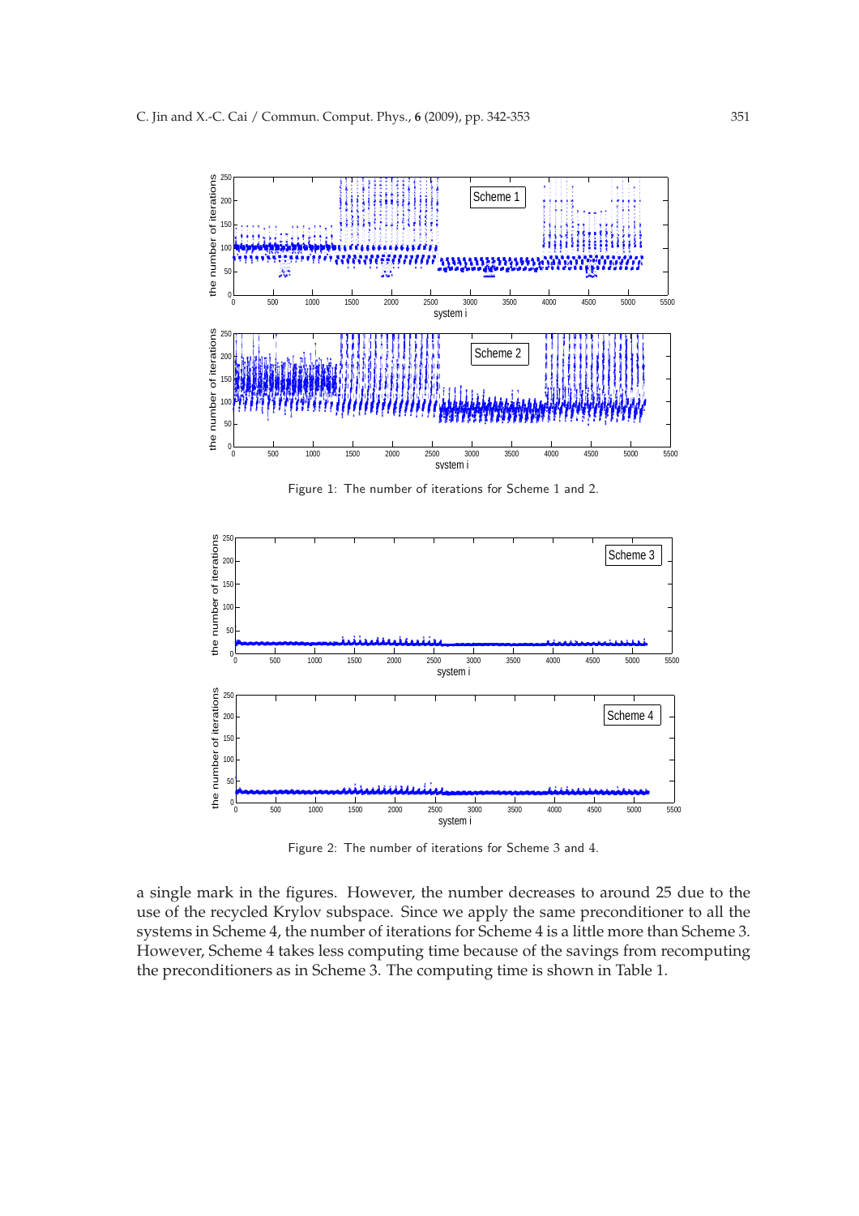Figure 1: The number of iterations for Scheme 1 and 2.

Figure 2: The number of iterations for Scheme 3 and 4.

a single mark in the figures. However, the number decreases to around 25 due to the use of the recycled Krylov subspace. Since we apply the same preconditioner to all the systems in Scheme 4, the number of iterations for Scheme 4 is a little more than Scheme 3. However, Scheme 4 takes less computing time because of the savings from recomputing the preconditioners as in Scheme 3. The computing time is shown in Table 1.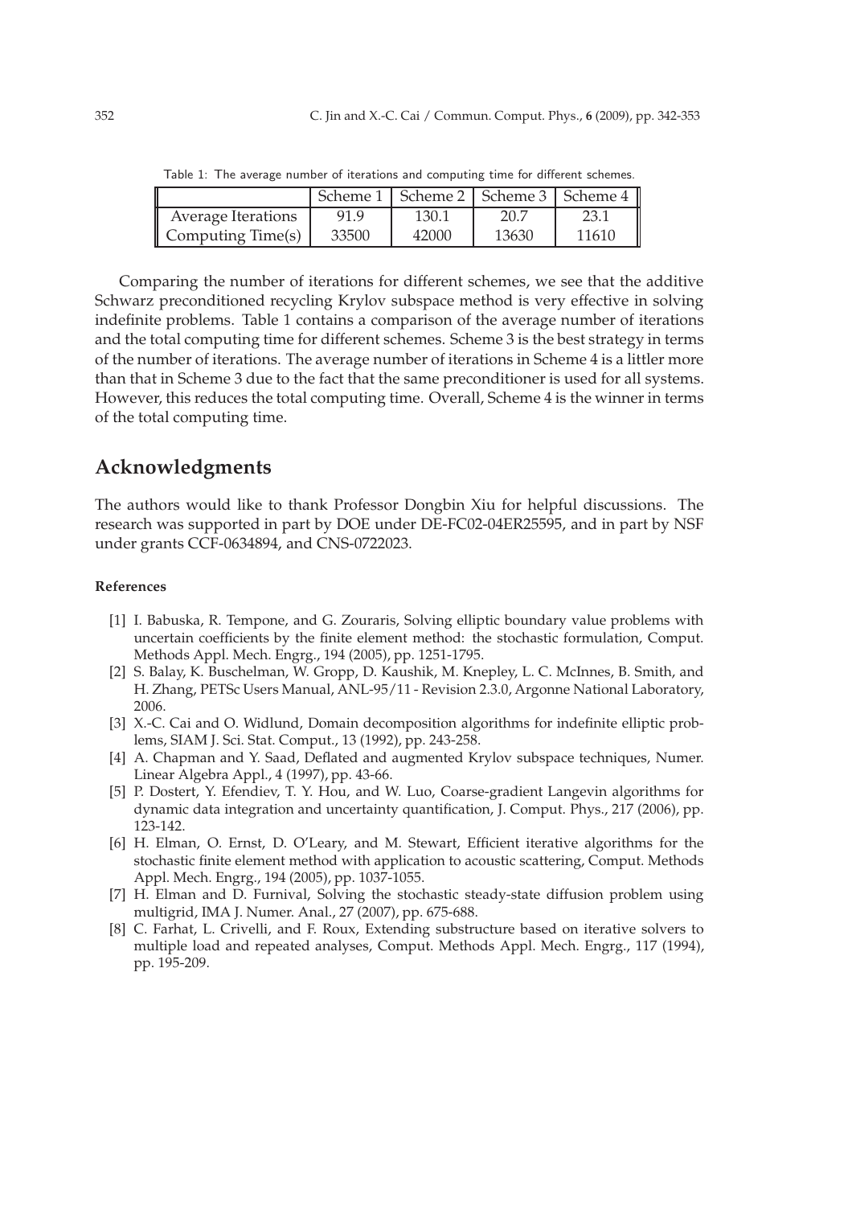Table 1: The average number of iterations and computing time for different schemes.

| | Scheme 1 | Scheme 2 | Scheme 3 | Scheme 4 |
|---|---|---|---|---|
| Average Iterations | 91.9 | 130.1 | 20.7 | 23.1 |
| Computing Time(s) | 33500 | 42000 | 13630 | 11610 |

Comparing the number of iterations for different schemes, we see that the additive Schwarz preconditioned recycling Krylov subspace method is very effective in solving indefinite problems. Table 1 contains a comparison of the average number of iterations and the total computing time for different schemes. Scheme 3 is the best strategy in terms of the number of iterations. The average number of iterations in Scheme 4 is a littler more than that in Scheme 3 due to the fact that the same preconditioner is used for all systems. However, this reduces the total computing time. Overall, Scheme 4 is the winner in terms of the total computing time.

## Acknowledgments

The authors would like to thank Professor Dongbin Xiu for helpful discussions. The research was supported in part by DOE under DE-FC02-04ER25595, and in part by NSF under grants CCF-0634894, and CNS-0722023.

### References

- [1] I. Babuska, R. Tempone, and G. Zouraris, Solving elliptic boundary value problems with uncertain coefficients by the finite element method: the stochastic formulation, Comput. Methods Appl. Mech. Engrg., 194 (2005), pp. 1251-1795.
- [2] S. Balay, K. Buschelman, W. Gropp, D. Kaushik, M. Knepley, L. C. McInnes, B. Smith, and H. Zhang, PETSc Users Manual, ANL-95/11 - Revision 2.3.0, Argonne National Laboratory, 2006.
- [3] X.-C. Cai and O. Widlund, Domain decomposition algorithms for indefinite elliptic problems, SIAM J. Sci. Stat. Comput., 13 (1992), pp. 243-258.
- [4] A. Chapman and Y. Saad, Deflated and augmented Krylov subspace techniques, Numer. Linear Algebra Appl., 4 (1997), pp. 43-66.
- [5] P. Dostert, Y. Efendiev, T. Y. Hou, and W. Luo, Coarse-gradient Langevin algorithms for dynamic data integration and uncertainty quantification, J. Comput. Phys., 217 (2006), pp. 123-142.
- [6] H. Elman, O. Ernst, D. O'Leary, and M. Stewart, Efficient iterative algorithms for the stochastic finite element method with application to acoustic scattering, Comput. Methods Appl. Mech. Engrg., 194 (2005), pp. 1037-1055.
- [7] H. Elman and D. Furnival, Solving the stochastic steady-state diffusion problem using multigrid, IMA J. Numer. Anal., 27 (2007), pp. 675-688.
- [8] C. Farhat, L. Crivelli, and F. Roux, Extending substructure based on iterative solvers to multiple load and repeated analyses, Comput. Methods Appl. Mech. Engrg., 117 (1994), pp. 195-209.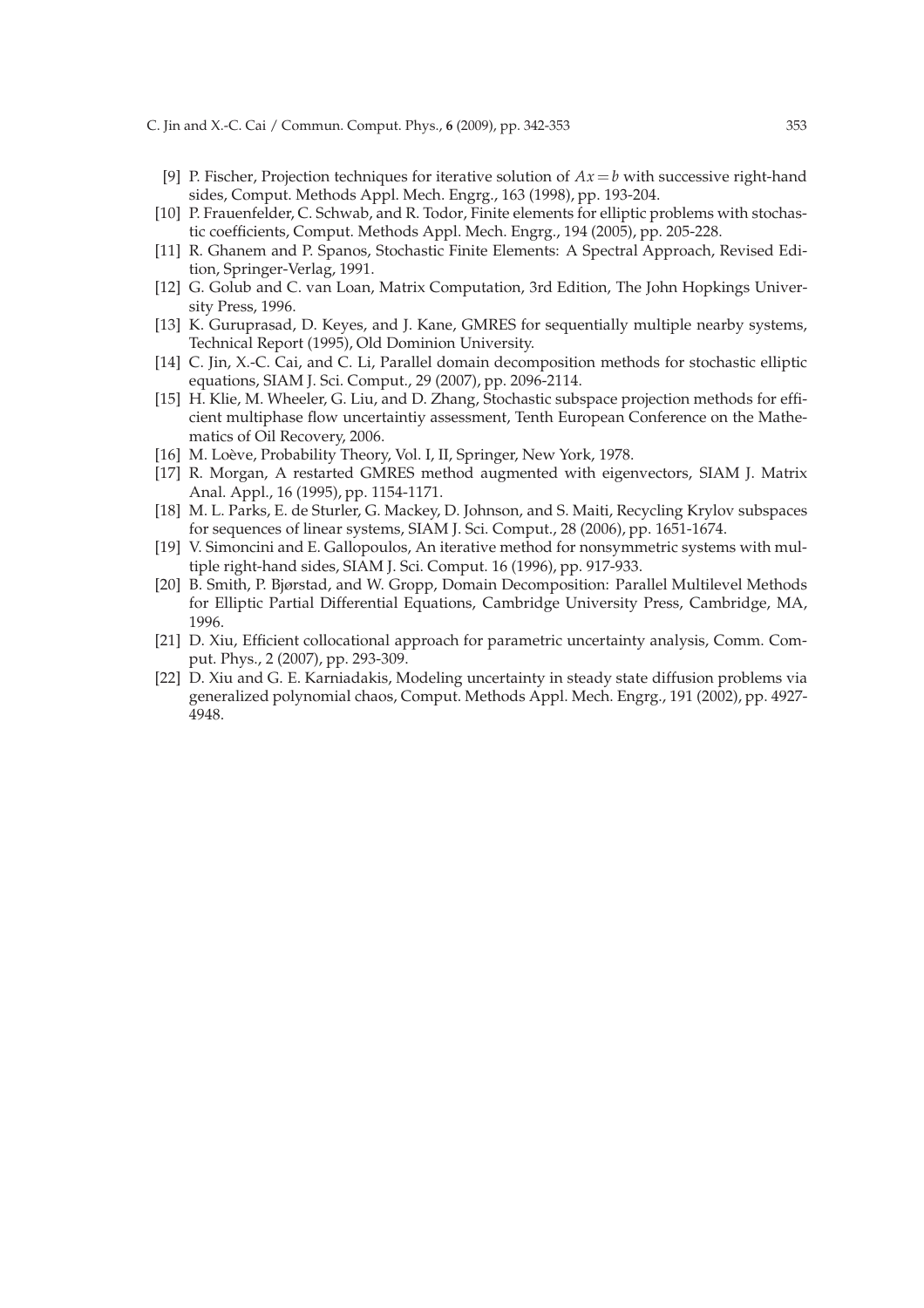[9] P. Fischer, Projection techniques for iterative solution of $Ax = b$ with successive right-hand sides, Comput. Methods Appl. Mech. Engrg., 163 (1998), pp. 193-204.

[10] P. Frauenfelder, C. Schwab, and R. Todor, Finite elements for elliptic problems with stochastic coefficients, Comput. Methods Appl. Mech. Engrg., 194 (2005), pp. 205-228.

[11] R. Ghanem and P. Spanos, Stochastic Finite Elements: A Spectral Approach, Revised Edition, Springer-Verlag, 1991.

[12] G. Golub and C. van Loan, Matrix Computation, 3rd Edition, The John Hopkings University Press, 1996.

[13] K. Guruprasad, D. Keyes, and J. Kane, GMRES for sequentially multiple nearby systems, Technical Report (1995), Old Dominion University.

[14] C. Jin, X.-C. Cai, and C. Li, Parallel domain decomposition methods for stochastic elliptic equations, SIAM J. Sci. Comput., 29 (2007), pp. 2096-2114.

[15] H. Klie, M. Wheeler, G. Liu, and D. Zhang, Stochastic subspace projection methods for efficient multiphase flow uncertaintiy assessment, Tenth European Conference on the Mathematics of Oil Recovery, 2006.

[16] M. Loève, Probability Theory, Vol. I, II, Springer, New York, 1978.

[17] R. Morgan, A restarted GMRES method augmented with eigenvectors, SIAM J. Matrix Anal. Appl., 16 (1995), pp. 1154-1171.

[18] M. L. Parks, E. de Sturler, G. Mackey, D. Johnson, and S. Maiti, Recycling Krylov subspaces for sequences of linear systems, SIAM J. Sci. Comput., 28 (2006), pp. 1651-1674.

[19] V. Simoncini and E. Gallopoulos, An iterative method for nonsymmetric systems with multiple right-hand sides, SIAM J. Sci. Comput. 16 (1996), pp. 917-933.

[20] B. Smith, P. Bjørstad, and W. Gropp, Domain Decomposition: Parallel Multilevel Methods for Elliptic Partial Differential Equations, Cambridge University Press, Cambridge, MA, 1996.

[21] D. Xiu, Efficient collocational approach for parametric uncertainty analysis, Comm. Comput. Phys., 2 (2007), pp. 293-309.

[22] D. Xiu and G. E. Karniadakis, Modeling uncertainty in steady state diffusion problems via generalized polynomial chaos, Comput. Methods Appl. Mech. Engrg., 191 (2002), pp. 4927-4948.